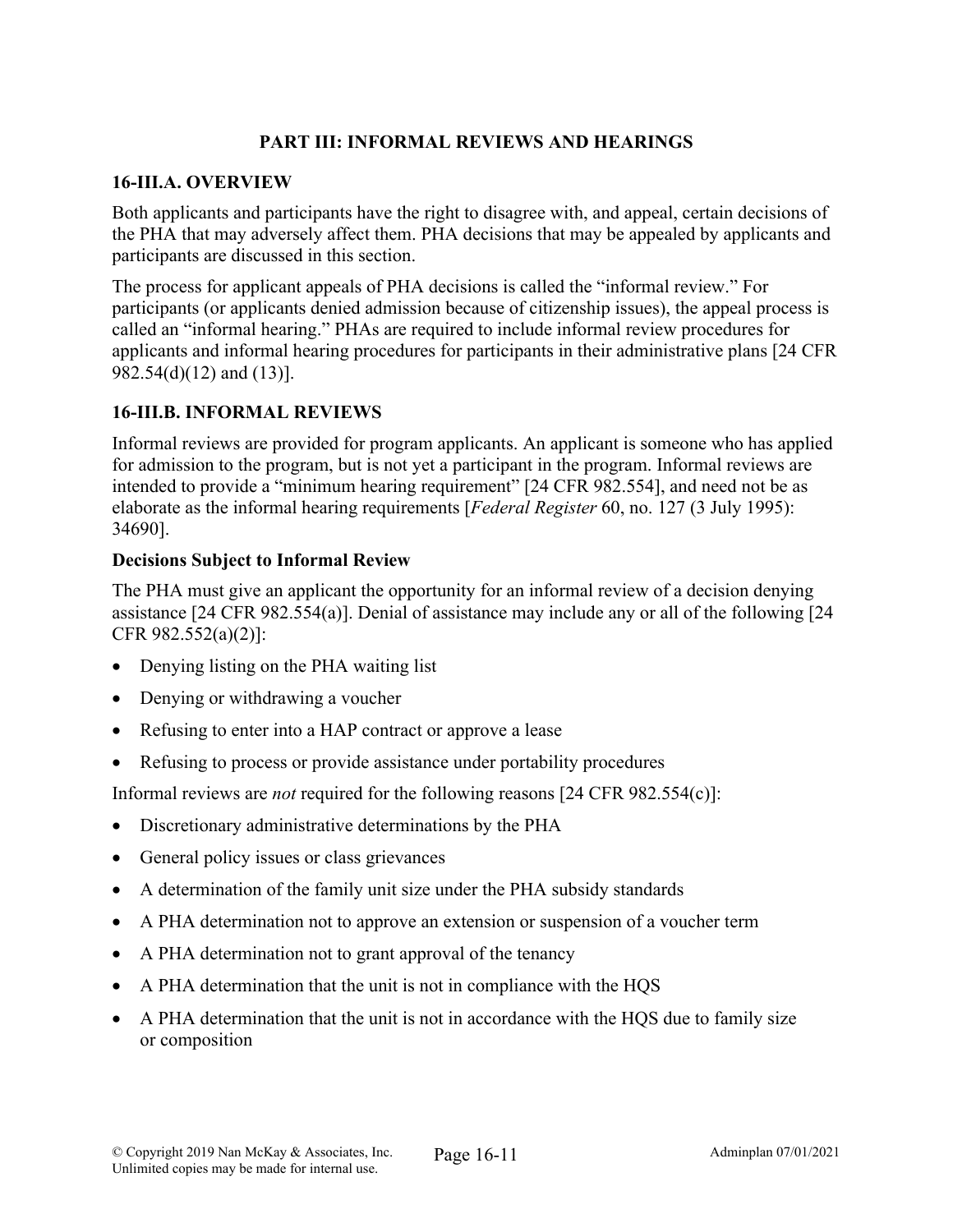## PART III: INFORMAL REVIEWS AND HEARINGS

### 16-III.A. OVERVIEW

Both applicants and participants have the right to disagree with, and appeal, certain decisions of the PHA that may adversely affect them. PHA decisions that may be appealed by applicants and participants are discussed in this section.

The process for applicant appeals of PHA decisions is called the "informal review." For participants (or applicants denied admission because of citizenship issues), the appeal process is called an "informal hearing." PHAs are required to include informal review procedures for applicants and informal hearing procedures for participants in their administrative plans [24 CFR 982.54(d)(12) and (13)].

### 16-III.B. INFORMAL REVIEWS

Informal reviews are provided for program applicants. An applicant is someone who has applied for admission to the program, but is not yet a participant in the program. Informal reviews are intended to provide a "minimum hearing requirement" [24 CFR 982.554], and need not be as elaborate as the informal hearing requirements [*Federal Register* 60, no. 127 (3 July 1995): 34690].

**Decisions Subject to Informal Review**

The PHA must give an applicant the opportunity for an informal review of a decision denying assistance [24 CFR 982.554(a)]. Denial of assistance may include any or all of the following [24 CFR 982.552(a)(2)]:

- Denying listing on the PHA waiting list
- Denying or withdrawing a voucher
- Refusing to enter into a HAP contract or approve a lease
- Refusing to process or provide assistance under portability procedures

Informal reviews are *not* required for the following reasons [24 CFR 982.554(c)]:

- Discretionary administrative determinations by the PHA
- General policy issues or class grievances
- A determination of the family unit size under the PHA subsidy standards
- A PHA determination not to approve an extension or suspension of a voucher term
- A PHA determination not to grant approval of the tenancy
- A PHA determination that the unit is not in compliance with the HQS
- A PHA determination that the unit is not in accordance with the HQS due to family size or composition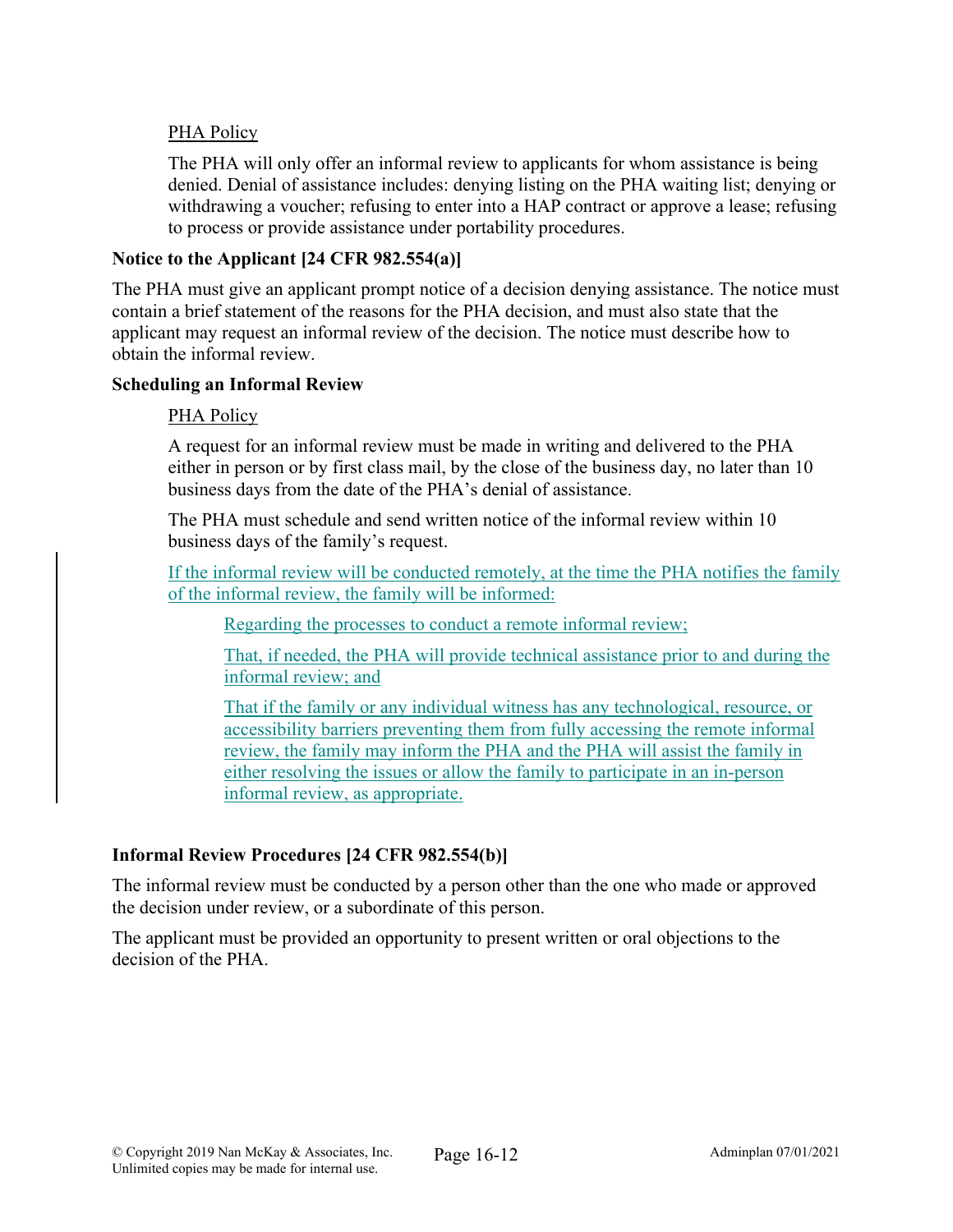PHA Policy

The PHA will only offer an informal review to applicants for whom assistance is being denied. Denial of assistance includes: denying listing on the PHA waiting list; denying or withdrawing a voucher; refusing to enter into a HAP contract or approve a lease; refusing to process or provide assistance under portability procedures.

**Notice to the Applicant [24 CFR 982.554(a)]**

The PHA must give an applicant prompt notice of a decision denying assistance. The notice must contain a brief statement of the reasons for the PHA decision, and must also state that the applicant may request an informal review of the decision. The notice must describe how to obtain the informal review.

**Scheduling an Informal Review**

PHA Policy

A request for an informal review must be made in writing and delivered to the PHA either in person or by first class mail, by the close of the business day, no later than 10 business days from the date of the PHA's denial of assistance.

The PHA must schedule and send written notice of the informal review within 10 business days of the family's request.

If the informal review will be conducted remotely, at the time the PHA notifies the family of the informal review, the family will be informed:

> Regarding the processes to conduct a remote informal review;
>
> That, if needed, the PHA will provide technical assistance prior to and during the informal review; and
>
> That if the family or any individual witness has any technological, resource, or accessibility barriers preventing them from fully accessing the remote informal review, the family may inform the PHA and the PHA will assist the family in either resolving the issues or allow the family to participate in an in-person informal review, as appropriate.

**Informal Review Procedures [24 CFR 982.554(b)]**

The informal review must be conducted by a person other than the one who made or approved the decision under review, or a subordinate of this person.

The applicant must be provided an opportunity to present written or oral objections to the decision of the PHA.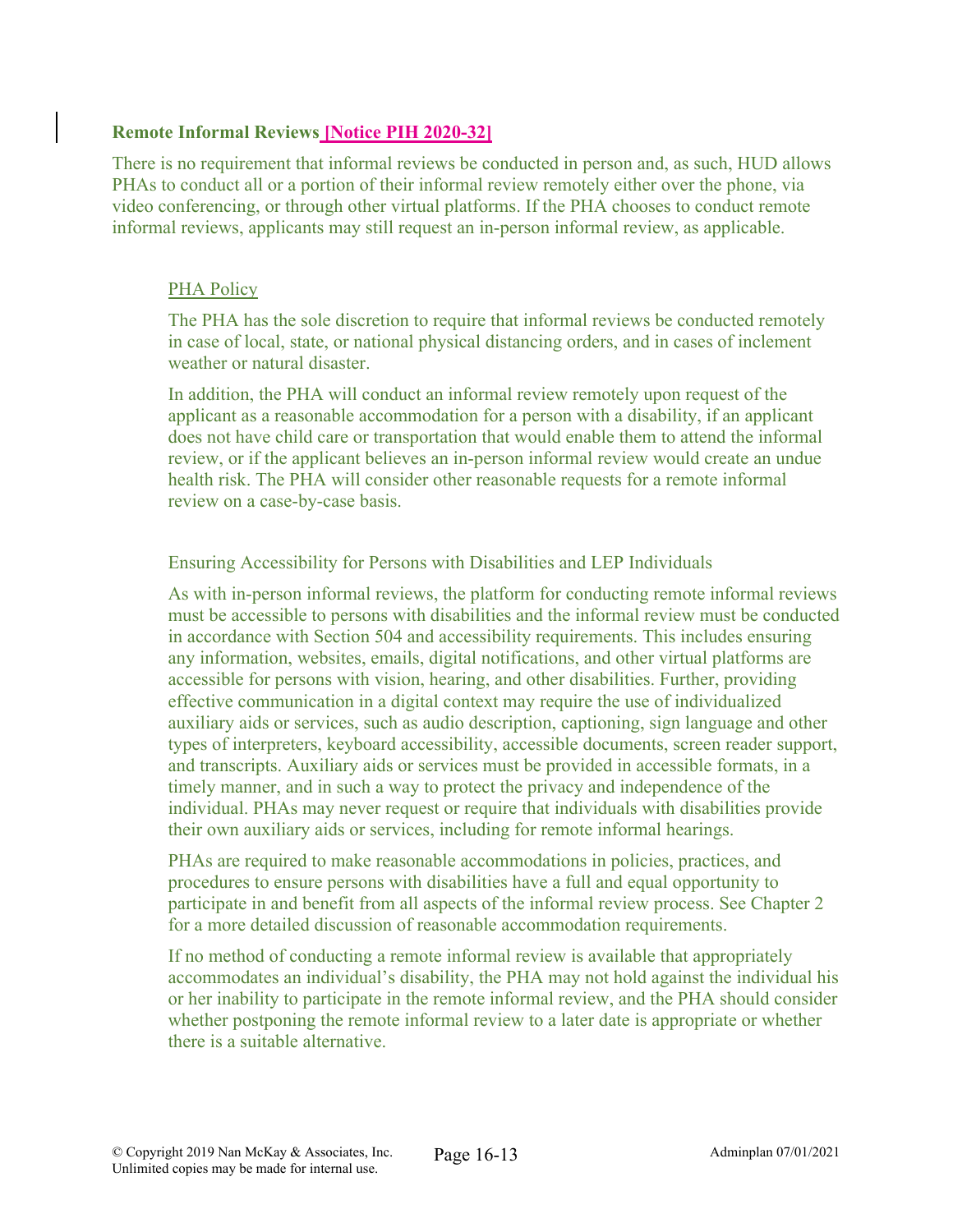### Remote Informal Reviews [Notice PIH 2020-32]

There is no requirement that informal reviews be conducted in person and, as such, HUD allows PHAs to conduct all or a portion of their informal review remotely either over the phone, via video conferencing, or through other virtual platforms. If the PHA chooses to conduct remote informal reviews, applicants may still request an in-person informal review, as applicable.

PHA Policy

The PHA has the sole discretion to require that informal reviews be conducted remotely in case of local, state, or national physical distancing orders, and in cases of inclement weather or natural disaster.

In addition, the PHA will conduct an informal review remotely upon request of the applicant as a reasonable accommodation for a person with a disability, if an applicant does not have child care or transportation that would enable them to attend the informal review, or if the applicant believes an in-person informal review would create an undue health risk. The PHA will consider other reasonable requests for a remote informal review on a case-by-case basis.

Ensuring Accessibility for Persons with Disabilities and LEP Individuals

As with in-person informal reviews, the platform for conducting remote informal reviews must be accessible to persons with disabilities and the informal review must be conducted in accordance with Section 504 and accessibility requirements. This includes ensuring any information, websites, emails, digital notifications, and other virtual platforms are accessible for persons with vision, hearing, and other disabilities. Further, providing effective communication in a digital context may require the use of individualized auxiliary aids or services, such as audio description, captioning, sign language and other types of interpreters, keyboard accessibility, accessible documents, screen reader support, and transcripts. Auxiliary aids or services must be provided in accessible formats, in a timely manner, and in such a way to protect the privacy and independence of the individual. PHAs may never request or require that individuals with disabilities provide their own auxiliary aids or services, including for remote informal hearings.

PHAs are required to make reasonable accommodations in policies, practices, and procedures to ensure persons with disabilities have a full and equal opportunity to participate in and benefit from all aspects of the informal review process. See Chapter 2 for a more detailed discussion of reasonable accommodation requirements.

If no method of conducting a remote informal review is available that appropriately accommodates an individual's disability, the PHA may not hold against the individual his or her inability to participate in the remote informal review, and the PHA should consider whether postponing the remote informal review to a later date is appropriate or whether there is a suitable alternative.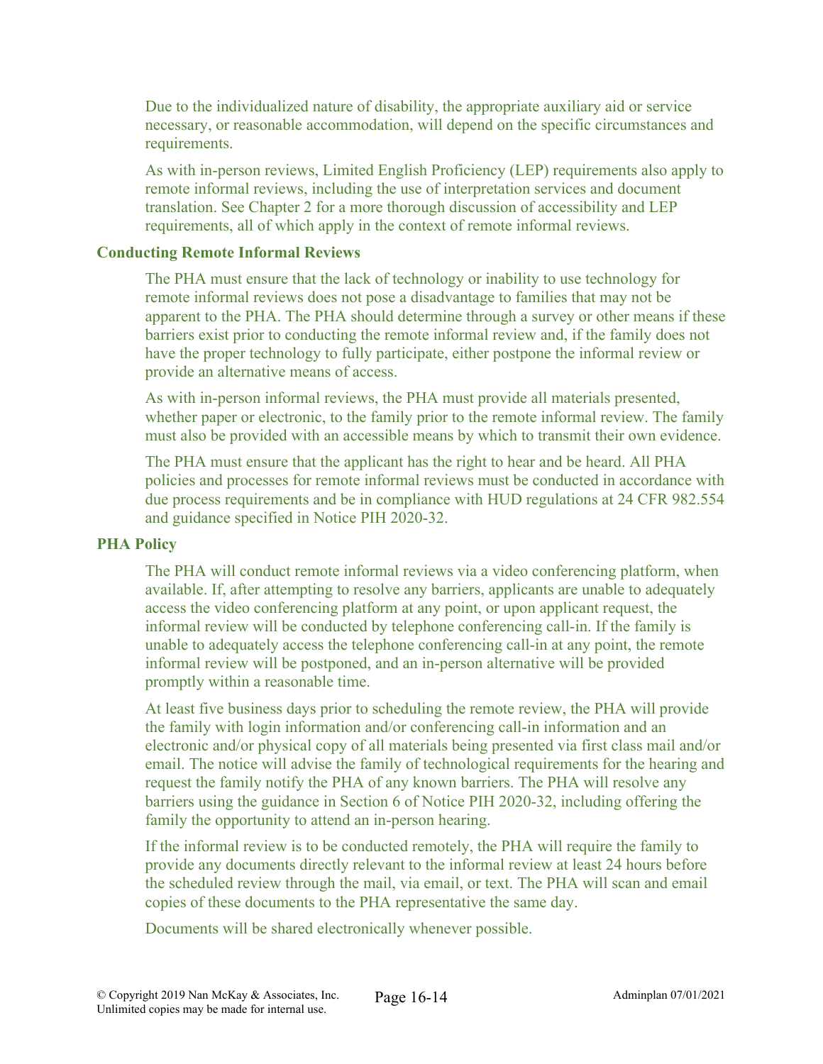Due to the individualized nature of disability, the appropriate auxiliary aid or service necessary, or reasonable accommodation, will depend on the specific circumstances and requirements.

As with in-person reviews, Limited English Proficiency (LEP) requirements also apply to remote informal reviews, including the use of interpretation services and document translation. See Chapter 2 for a more thorough discussion of accessibility and LEP requirements, all of which apply in the context of remote informal reviews.

### Conducting Remote Informal Reviews

The PHA must ensure that the lack of technology or inability to use technology for remote informal reviews does not pose a disadvantage to families that may not be apparent to the PHA. The PHA should determine through a survey or other means if these barriers exist prior to conducting the remote informal review and, if the family does not have the proper technology to fully participate, either postpone the informal review or provide an alternative means of access.

As with in-person informal reviews, the PHA must provide all materials presented, whether paper or electronic, to the family prior to the remote informal review. The family must also be provided with an accessible means by which to transmit their own evidence.

The PHA must ensure that the applicant has the right to hear and be heard. All PHA policies and processes for remote informal reviews must be conducted in accordance with due process requirements and be in compliance with HUD regulations at 24 CFR 982.554 and guidance specified in Notice PIH 2020-32.

### PHA Policy

The PHA will conduct remote informal reviews via a video conferencing platform, when available. If, after attempting to resolve any barriers, applicants are unable to adequately access the video conferencing platform at any point, or upon applicant request, the informal review will be conducted by telephone conferencing call-in. If the family is unable to adequately access the telephone conferencing call-in at any point, the remote informal review will be postponed, and an in-person alternative will be provided promptly within a reasonable time.

At least five business days prior to scheduling the remote review, the PHA will provide the family with login information and/or conferencing call-in information and an electronic and/or physical copy of all materials being presented via first class mail and/or email. The notice will advise the family of technological requirements for the hearing and request the family notify the PHA of any known barriers. The PHA will resolve any barriers using the guidance in Section 6 of Notice PIH 2020-32, including offering the family the opportunity to attend an in-person hearing.

If the informal review is to be conducted remotely, the PHA will require the family to provide any documents directly relevant to the informal review at least 24 hours before the scheduled review through the mail, via email, or text. The PHA will scan and email copies of these documents to the PHA representative the same day.

Documents will be shared electronically whenever possible.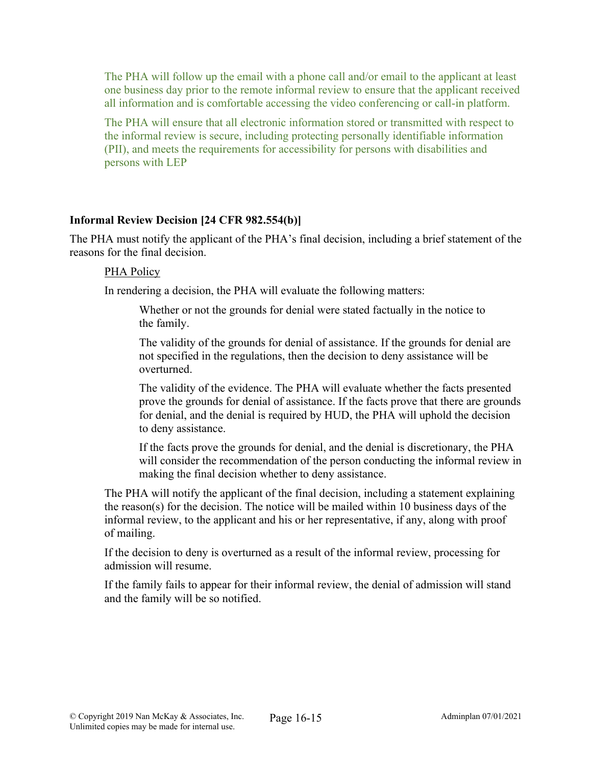The PHA will follow up the email with a phone call and/or email to the applicant at least one business day prior to the remote informal review to ensure that the applicant received all information and is comfortable accessing the video conferencing or call-in platform.

The PHA will ensure that all electronic information stored or transmitted with respect to the informal review is secure, including protecting personally identifiable information (PII), and meets the requirements for accessibility for persons with disabilities and persons with LEP

**Informal Review Decision [24 CFR 982.554(b)]**

The PHA must notify the applicant of the PHA's final decision, including a brief statement of the reasons for the final decision.

PHA Policy

In rendering a decision, the PHA will evaluate the following matters:

Whether or not the grounds for denial were stated factually in the notice to the family.

The validity of the grounds for denial of assistance. If the grounds for denial are not specified in the regulations, then the decision to deny assistance will be overturned.

The validity of the evidence. The PHA will evaluate whether the facts presented prove the grounds for denial of assistance. If the facts prove that there are grounds for denial, and the denial is required by HUD, the PHA will uphold the decision to deny assistance.

If the facts prove the grounds for denial, and the denial is discretionary, the PHA will consider the recommendation of the person conducting the informal review in making the final decision whether to deny assistance.

The PHA will notify the applicant of the final decision, including a statement explaining the reason(s) for the decision. The notice will be mailed within 10 business days of the informal review, to the applicant and his or her representative, if any, along with proof of mailing.

If the decision to deny is overturned as a result of the informal review, processing for admission will resume.

If the family fails to appear for their informal review, the denial of admission will stand and the family will be so notified.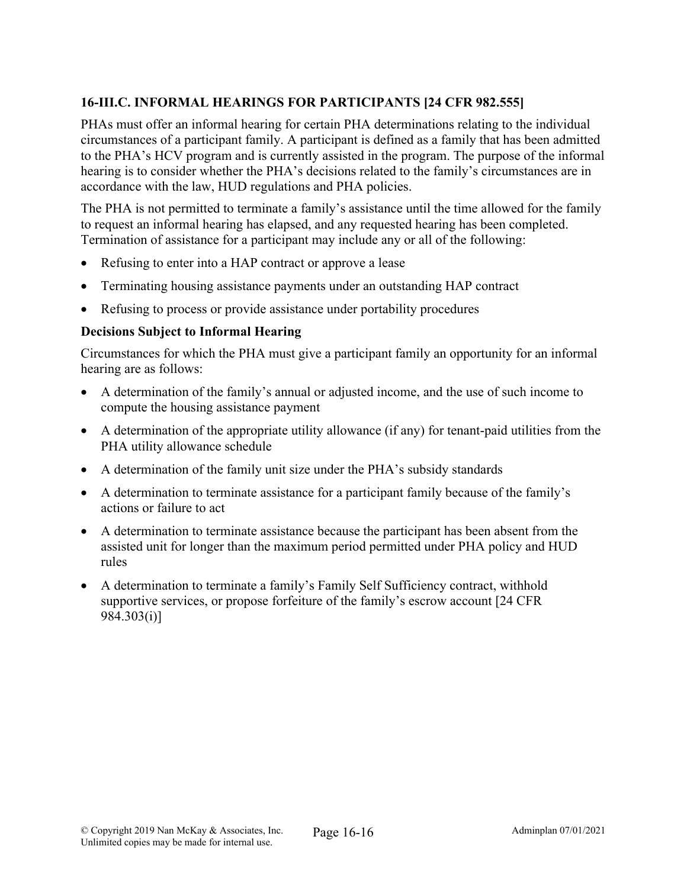### 16-III.C. INFORMAL HEARINGS FOR PARTICIPANTS [24 CFR 982.555]

PHAs must offer an informal hearing for certain PHA determinations relating to the individual circumstances of a participant family. A participant is defined as a family that has been admitted to the PHA's HCV program and is currently assisted in the program. The purpose of the informal hearing is to consider whether the PHA's decisions related to the family's circumstances are in accordance with the law, HUD regulations and PHA policies.

The PHA is not permitted to terminate a family's assistance until the time allowed for the family to request an informal hearing has elapsed, and any requested hearing has been completed. Termination of assistance for a participant may include any or all of the following:

- Refusing to enter into a HAP contract or approve a lease
- Terminating housing assistance payments under an outstanding HAP contract
- Refusing to process or provide assistance under portability procedures

**Decisions Subject to Informal Hearing**

Circumstances for which the PHA must give a participant family an opportunity for an informal hearing are as follows:

- A determination of the family's annual or adjusted income, and the use of such income to compute the housing assistance payment
- A determination of the appropriate utility allowance (if any) for tenant-paid utilities from the PHA utility allowance schedule
- A determination of the family unit size under the PHA's subsidy standards
- A determination to terminate assistance for a participant family because of the family's actions or failure to act
- A determination to terminate assistance because the participant has been absent from the assisted unit for longer than the maximum period permitted under PHA policy and HUD rules
- A determination to terminate a family's Family Self Sufficiency contract, withhold supportive services, or propose forfeiture of the family's escrow account [24 CFR 984.303(i)]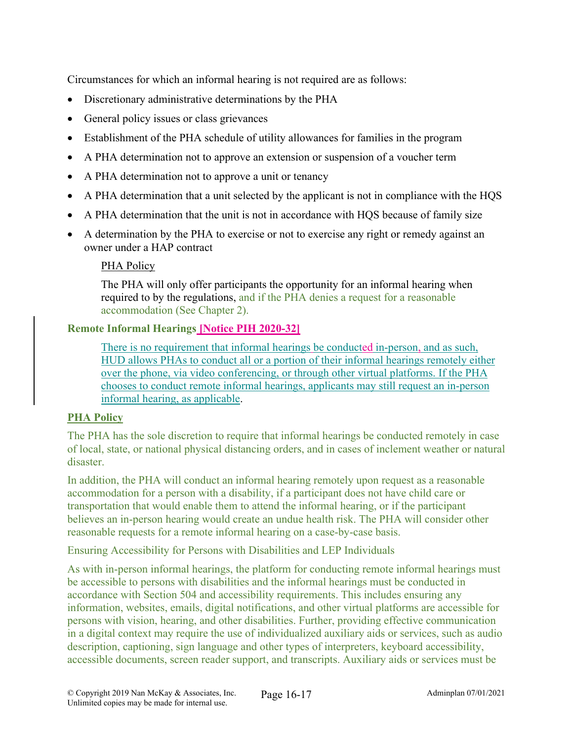Circumstances for which an informal hearing is not required are as follows:

- Discretionary administrative determinations by the PHA
- General policy issues or class grievances
- Establishment of the PHA schedule of utility allowances for families in the program
- A PHA determination not to approve an extension or suspension of a voucher term
- A PHA determination not to approve a unit or tenancy
- A PHA determination that a unit selected by the applicant is not in compliance with the HQS
- A PHA determination that the unit is not in accordance with HQS because of family size
- A determination by the PHA to exercise or not to exercise any right or remedy against an owner under a HAP contract

PHA Policy

The PHA will only offer participants the opportunity for an informal hearing when required to by the regulations, and if the PHA denies a request for a reasonable accommodation (See Chapter 2).

**Remote Informal Hearings [Notice PIH 2020-32]**

There is no requirement that informal hearings be conducted in-person, and as such, HUD allows PHAs to conduct all or a portion of their informal hearings remotely either over the phone, via video conferencing, or through other virtual platforms. If the PHA chooses to conduct remote informal hearings, applicants may still request an in-person informal hearing, as applicable.

**PHA Policy**

The PHA has the sole discretion to require that informal hearings be conducted remotely in case of local, state, or national physical distancing orders, and in cases of inclement weather or natural disaster.

In addition, the PHA will conduct an informal hearing remotely upon request as a reasonable accommodation for a person with a disability, if a participant does not have child care or transportation that would enable them to attend the informal hearing, or if the participant believes an in-person hearing would create an undue health risk. The PHA will consider other reasonable requests for a remote informal hearing on a case-by-case basis.

Ensuring Accessibility for Persons with Disabilities and LEP Individuals

As with in-person informal hearings, the platform for conducting remote informal hearings must be accessible to persons with disabilities and the informal hearings must be conducted in accordance with Section 504 and accessibility requirements. This includes ensuring any information, websites, emails, digital notifications, and other virtual platforms are accessible for persons with vision, hearing, and other disabilities. Further, providing effective communication in a digital context may require the use of individualized auxiliary aids or services, such as audio description, captioning, sign language and other types of interpreters, keyboard accessibility, accessible documents, screen reader support, and transcripts. Auxiliary aids or services must be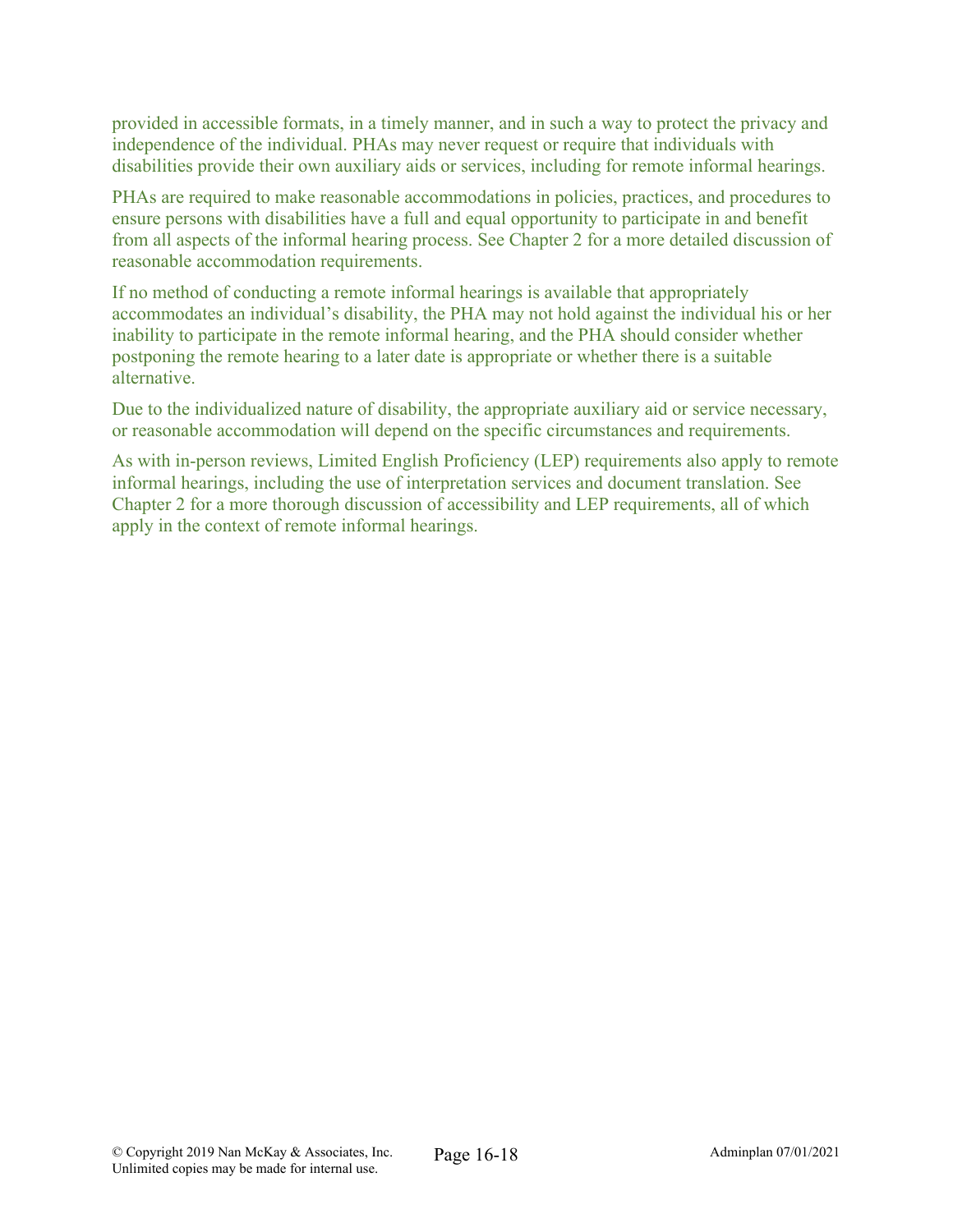provided in accessible formats, in a timely manner, and in such a way to protect the privacy and independence of the individual. PHAs may never request or require that individuals with disabilities provide their own auxiliary aids or services, including for remote informal hearings.

PHAs are required to make reasonable accommodations in policies, practices, and procedures to ensure persons with disabilities have a full and equal opportunity to participate in and benefit from all aspects of the informal hearing process. See Chapter 2 for a more detailed discussion of reasonable accommodation requirements.

If no method of conducting a remote informal hearings is available that appropriately accommodates an individual's disability, the PHA may not hold against the individual his or her inability to participate in the remote informal hearing, and the PHA should consider whether postponing the remote hearing to a later date is appropriate or whether there is a suitable alternative.

Due to the individualized nature of disability, the appropriate auxiliary aid or service necessary, or reasonable accommodation will depend on the specific circumstances and requirements.

As with in-person reviews, Limited English Proficiency (LEP) requirements also apply to remote informal hearings, including the use of interpretation services and document translation. See Chapter 2 for a more thorough discussion of accessibility and LEP requirements, all of which apply in the context of remote informal hearings.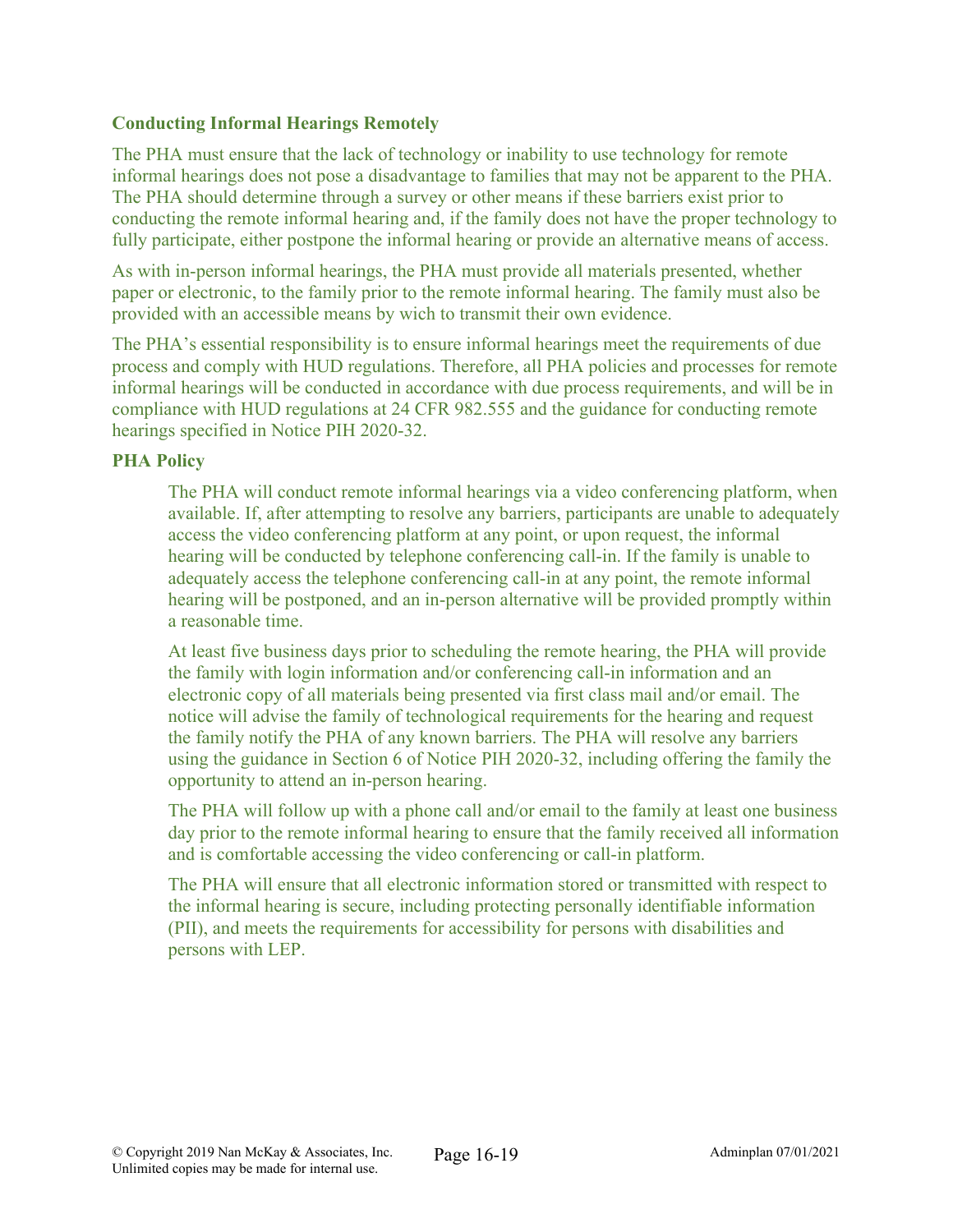### Conducting Informal Hearings Remotely

The PHA must ensure that the lack of technology or inability to use technology for remote informal hearings does not pose a disadvantage to families that may not be apparent to the PHA. The PHA should determine through a survey or other means if these barriers exist prior to conducting the remote informal hearing and, if the family does not have the proper technology to fully participate, either postpone the informal hearing or provide an alternative means of access.

As with in-person informal hearings, the PHA must provide all materials presented, whether paper or electronic, to the family prior to the remote informal hearing. The family must also be provided with an accessible means by wich to transmit their own evidence.

The PHA's essential responsibility is to ensure informal hearings meet the requirements of due process and comply with HUD regulations. Therefore, all PHA policies and processes for remote informal hearings will be conducted in accordance with due process requirements, and will be in compliance with HUD regulations at 24 CFR 982.555 and the guidance for conducting remote hearings specified in Notice PIH 2020-32.

**PHA Policy**

> The PHA will conduct remote informal hearings via a video conferencing platform, when available. If, after attempting to resolve any barriers, participants are unable to adequately access the video conferencing platform at any point, or upon request, the informal hearing will be conducted by telephone conferencing call-in. If the family is unable to adequately access the telephone conferencing call-in at any point, the remote informal hearing will be postponed, and an in-person alternative will be provided promptly within a reasonable time.
>
> At least five business days prior to scheduling the remote hearing, the PHA will provide the family with login information and/or conferencing call-in information and an electronic copy of all materials being presented via first class mail and/or email. The notice will advise the family of technological requirements for the hearing and request the family notify the PHA of any known barriers. The PHA will resolve any barriers using the guidance in Section 6 of Notice PIH 2020-32, including offering the family the opportunity to attend an in-person hearing.
>
> The PHA will follow up with a phone call and/or email to the family at least one business day prior to the remote informal hearing to ensure that the family received all information and is comfortable accessing the video conferencing or call-in platform.
>
> The PHA will ensure that all electronic information stored or transmitted with respect to the informal hearing is secure, including protecting personally identifiable information (PII), and meets the requirements for accessibility for persons with disabilities and persons with LEP.